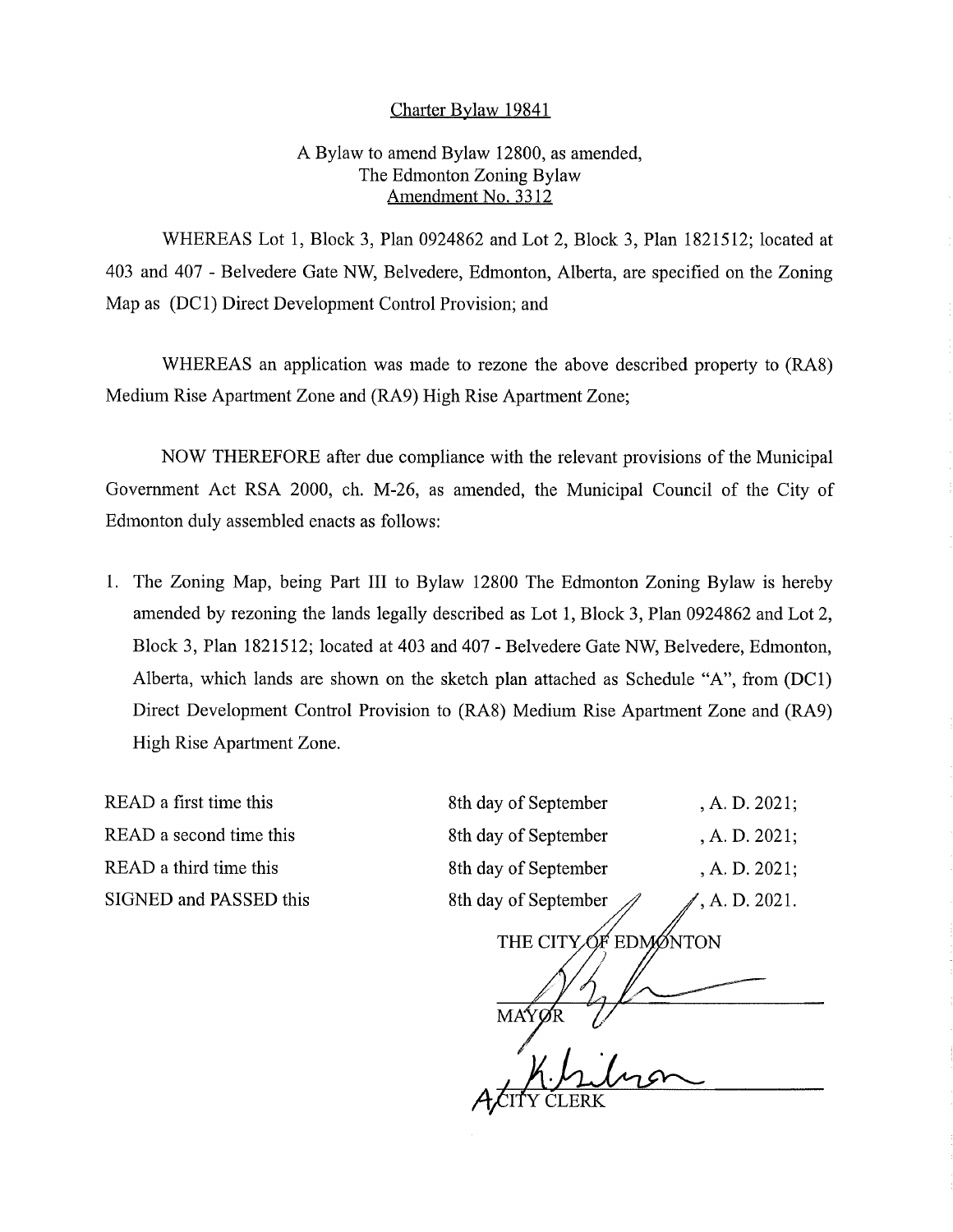# Charter Bylaw 19841

A Bylaw to amend Bylaw 12800, as amended,
The Edmonton Zoning Bylaw
Amendment No. 3312

WHEREAS Lot 1, Block 3, Plan 0924862 and Lot 2, Block 3, Plan 1821512; located at 403 and 407 - Belvedere Gate NW, Belvedere, Edmonton, Alberta, are specified on the Zoning Map as (DC1) Direct Development Control Provision; and

WHEREAS an application was made to rezone the above described property to (RA8) Medium Rise Apartment Zone and (RA9) High Rise Apartment Zone;

NOW THEREFORE after due compliance with the relevant provisions of the Municipal Government Act RSA 2000, ch. M-26, as amended, the Municipal Council of the City of Edmonton duly assembled enacts as follows:

1. The Zoning Map, being Part III to Bylaw 12800 The Edmonton Zoning Bylaw is hereby amended by rezoning the lands legally described as Lot 1, Block 3, Plan 0924862 and Lot 2, Block 3, Plan 1821512; located at 403 and 407 - Belvedere Gate NW, Belvedere, Edmonton, Alberta, which lands are shown on the sketch plan attached as Schedule "A", from (DC1) Direct Development Control Provision to (RA8) Medium Rise Apartment Zone and (RA9) High Rise Apartment Zone.

| | | |
|---|---|---|
| READ a first time this | 8th day of September | , A. D. 2021; |
| READ a second time this | 8th day of September | , A. D. 2021; |
| READ a third time this | 8th day of September | , A. D. 2021; |
| SIGNED and PASSED this | 8th day of September | , A. D. 2021. |

THE CITY OF EDMONTON

MAYOR

A/CITY CLERK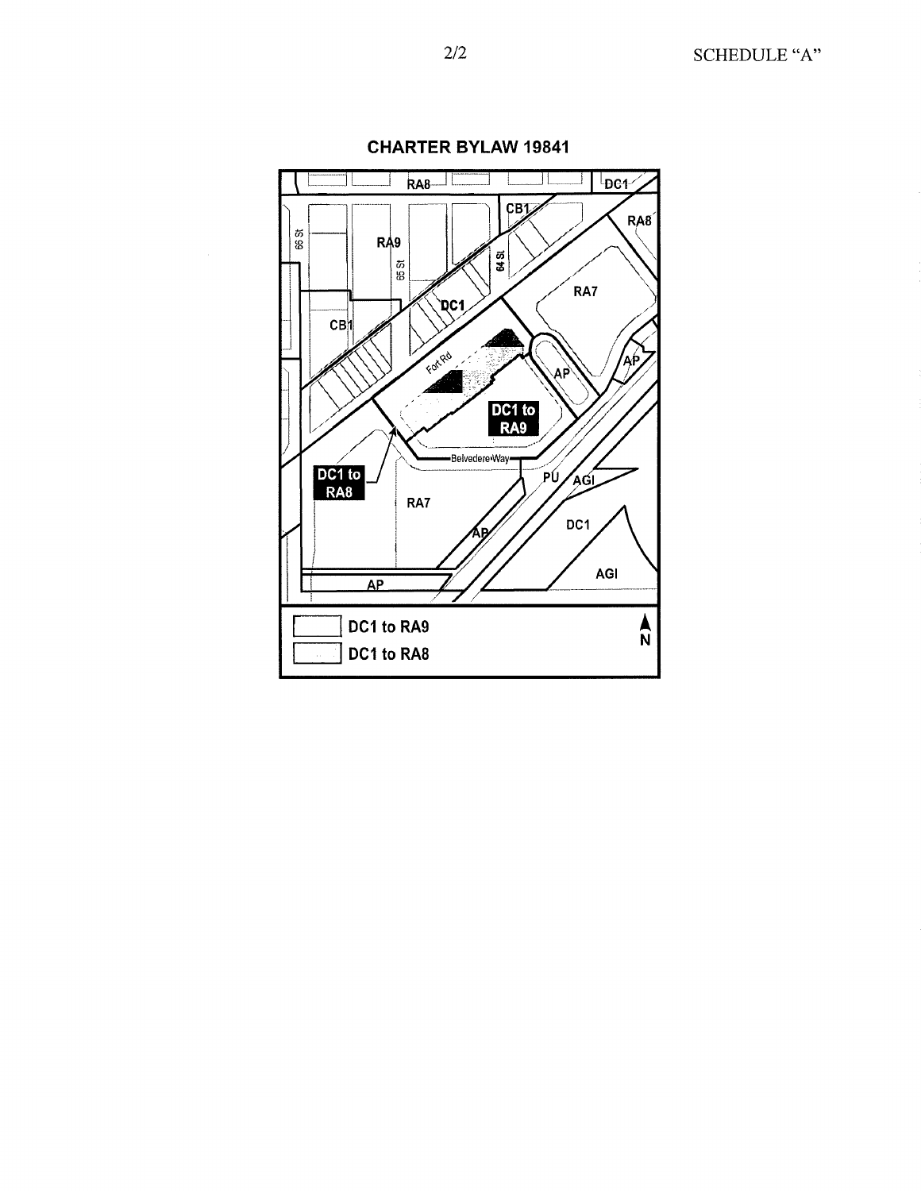SCHEDULE "A"

## CHARTER BYLAW 19841

RA8

DC1

CB1

RA8

66 St

RA9

65 St

64 St

RA7

DC1

CB1

Fort Rd

AP

AP

DC1 to RA9

Belvedere Way

DC1 to RA8

PU

AGI

RA7

AP

AP

DC1

AGI

AP

N

DC1 to RA9

DC1 to RA8